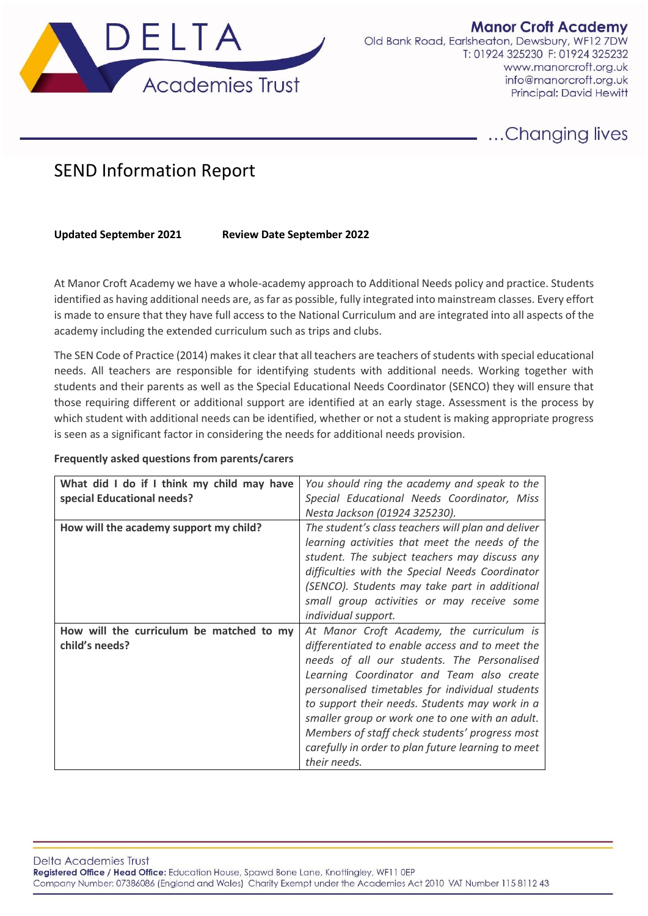Manor Croft Academy
Old Bank Road, Earlsheaton, Dewsbury, WF12 7DW
T: 01924 325230 F: 01924 325232
www.manorcroft.org.uk
info@manorcroft.org.uk
Principal: David Hewitt

…Changing lives

# SEND Information Report

**Updated September 2021** **Review Date September 2022**

At Manor Croft Academy we have a whole-academy approach to Additional Needs policy and practice. Students identified as having additional needs are, as far as possible, fully integrated into mainstream classes. Every effort is made to ensure that they have full access to the National Curriculum and are integrated into all aspects of the academy including the extended curriculum such as trips and clubs.

The SEN Code of Practice (2014) makes it clear that all teachers are teachers of students with special educational needs. All teachers are responsible for identifying students with additional needs. Working together with students and their parents as well as the Special Educational Needs Coordinator (SENCO) they will ensure that those requiring different or additional support are identified at an early stage. Assessment is the process by which student with additional needs can be identified, whether or not a student is making appropriate progress is seen as a significant factor in considering the needs for additional needs provision.

**Frequently asked questions from parents/carers**

| | |
|---|---|
| **What did I do if I think my child may have special Educational needs?** | *You should ring the academy and speak to the Special Educational Needs Coordinator, Miss Nesta Jackson (01924 325230).* |
| **How will the academy support my child?** | *The student's class teachers will plan and deliver learning activities that meet the needs of the student. The subject teachers may discuss any difficulties with the Special Needs Coordinator (SENCO). Students may take part in additional small group activities or may receive some individual support.* |
| **How will the curriculum be matched to my child's needs?** | *At Manor Croft Academy, the curriculum is differentiated to enable access and to meet the needs of all our students. The Personalised Learning Coordinator and Team also create personalised timetables for individual students to support their needs. Students may work in a smaller group or work one to one with an adult. Members of staff check students' progress most carefully in order to plan future learning to meet their needs.* |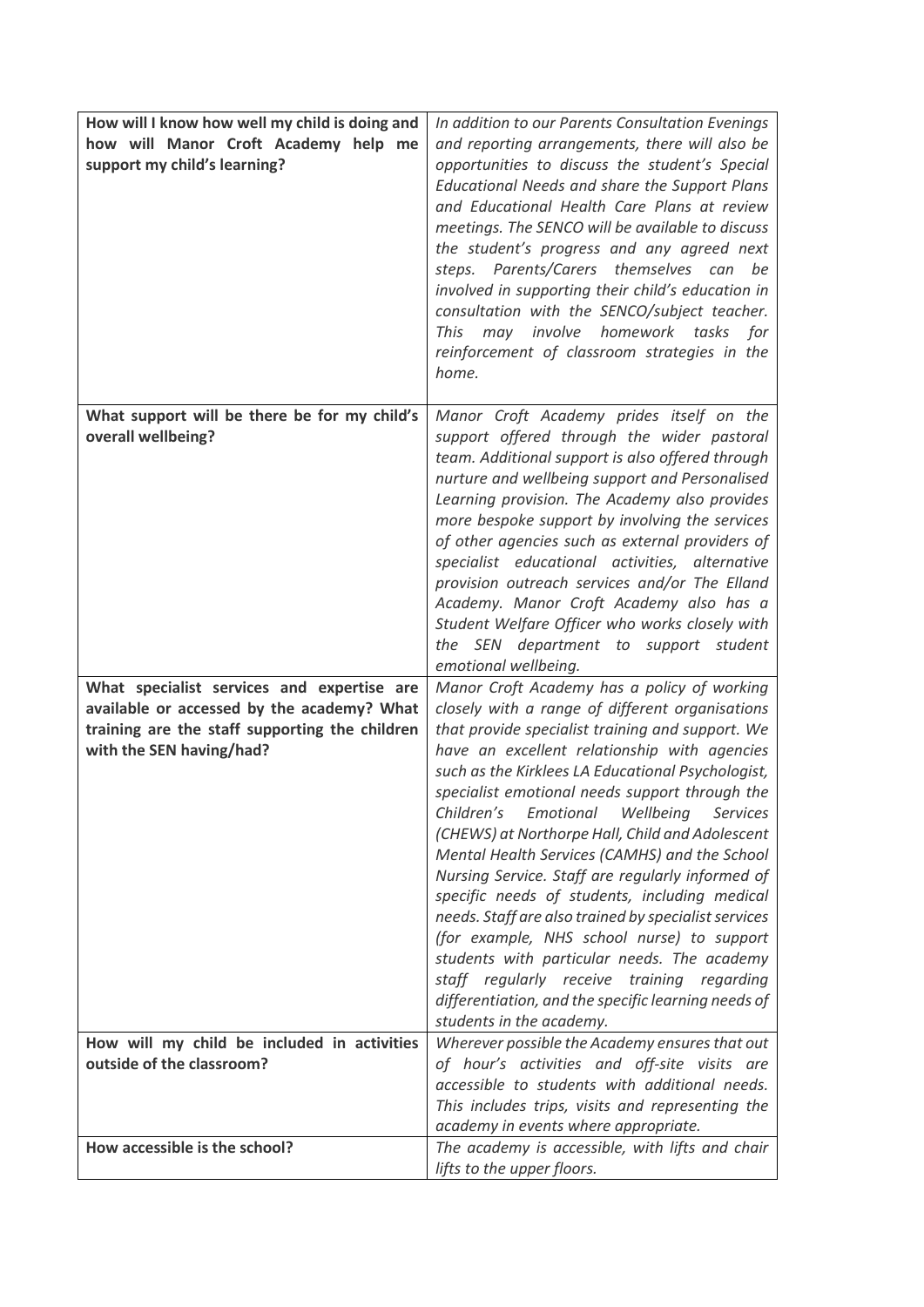| | |
|---|---|
| **How will I know how well my child is doing and how will Manor Croft Academy help me support my child's learning?** | *In addition to our Parents Consultation Evenings and reporting arrangements, there will also be opportunities to discuss the student's Special Educational Needs and share the Support Plans and Educational Health Care Plans at review meetings. The SENCO will be available to discuss the student's progress and any agreed next steps. Parents/Carers themselves can be involved in supporting their child's education in consultation with the SENCO/subject teacher. This may involve homework tasks for reinforcement of classroom strategies in the home.* |
| **What support will be there be for my child's overall wellbeing?** | *Manor Croft Academy prides itself on the support offered through the wider pastoral team. Additional support is also offered through nurture and wellbeing support and Personalised Learning provision. The Academy also provides more bespoke support by involving the services of other agencies such as external providers of specialist educational activities, alternative provision outreach services and/or The Elland Academy. Manor Croft Academy also has a Student Welfare Officer who works closely with the SEN department to support student emotional wellbeing.* |
| **What specialist services and expertise are available or accessed by the academy? What training are the staff supporting the children with the SEN having/had?** | *Manor Croft Academy has a policy of working closely with a range of different organisations that provide specialist training and support. We have an excellent relationship with agencies such as the Kirklees LA Educational Psychologist, specialist emotional needs support through the Children's Emotional Wellbeing Services (CHEWS) at Northorpe Hall, Child and Adolescent Mental Health Services (CAMHS) and the School Nursing Service. Staff are regularly informed of specific needs of students, including medical needs. Staff are also trained by specialist services (for example, NHS school nurse) to support students with particular needs. The academy staff regularly receive training regarding differentiation, and the specific learning needs of students in the academy.* |
| **How will my child be included in activities outside of the classroom?** | *Wherever possible the Academy ensures that out of hour's activities and off-site visits are accessible to students with additional needs. This includes trips, visits and representing the academy in events where appropriate.* |
| **How accessible is the school?** | *The academy is accessible, with lifts and chair lifts to the upper floors.* |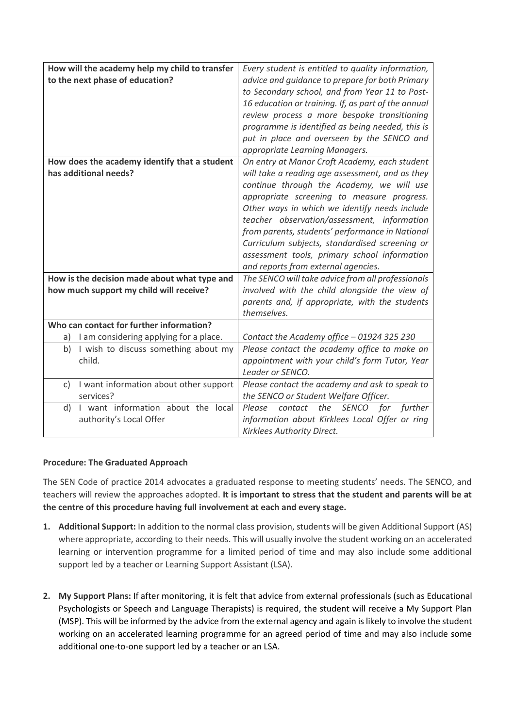| | |
|---|---|
| **How will the academy help my child to transfer to the next phase of education?** | *Every student is entitled to quality information, advice and guidance to prepare for both Primary to Secondary school, and from Year 11 to Post-16 education or training. If, as part of the annual review process a more bespoke transitioning programme is identified as being needed, this is put in place and overseen by the SENCO and appropriate Learning Managers.* |
| **How does the academy identify that a student has additional needs?** | *On entry at Manor Croft Academy, each student will take a reading age assessment, and as they continue through the Academy, we will use appropriate screening to measure progress. Other ways in which we identify needs include teacher observation/assessment, information from parents, students' performance in National Curriculum subjects, standardised screening or assessment tools, primary school information and reports from external agencies.* |
| **How is the decision made about what type and how much support my child will receive?** | *The SENCO will take advice from all professionals involved with the child alongside the view of parents and, if appropriate, with the students themselves.* |
| **Who can contact for further information?** a) I am considering applying for a place. | *Contact the Academy office – 01924 325 230* |
| b) I wish to discuss something about my child. | *Please contact the academy office to make an appointment with your child's form Tutor, Year Leader or SENCO.* |
| c) I want information about other support services? | *Please contact the academy and ask to speak to the SENCO or Student Welfare Officer.* |
| d) I want information about the local authority's Local Offer | *Please contact the SENCO for further information about Kirklees Local Offer or ring Kirklees Authority Direct.* |

**Procedure: The Graduated Approach**

The SEN Code of practice 2014 advocates a graduated response to meeting students' needs. The SENCO, and teachers will review the approaches adopted. **It is important to stress that the student and parents will be at the centre of this procedure having full involvement at each and every stage.**

1. **Additional Support:** In addition to the normal class provision, students will be given Additional Support (AS) where appropriate, according to their needs. This will usually involve the student working on an accelerated learning or intervention programme for a limited period of time and may also include some additional support led by a teacher or Learning Support Assistant (LSA).

2. **My Support Plans:** If after monitoring, it is felt that advice from external professionals (such as Educational Psychologists or Speech and Language Therapists) is required, the student will receive a My Support Plan (MSP). This will be informed by the advice from the external agency and again is likely to involve the student working on an accelerated learning programme for an agreed period of time and may also include some additional one-to-one support led by a teacher or an LSA.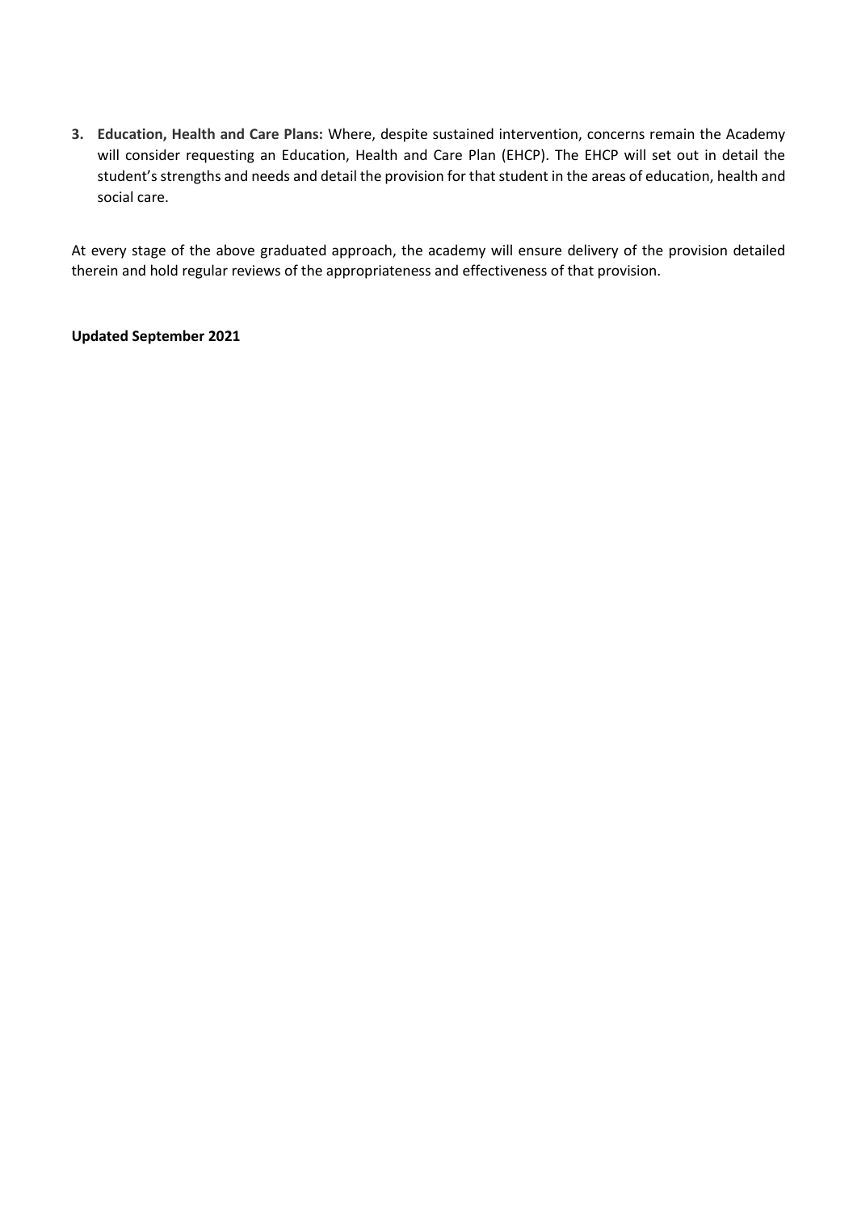3. **Education, Health and Care Plans:** Where, despite sustained intervention, concerns remain the Academy will consider requesting an Education, Health and Care Plan (EHCP). The EHCP will set out in detail the student's strengths and needs and detail the provision for that student in the areas of education, health and social care.

At every stage of the above graduated approach, the academy will ensure delivery of the provision detailed therein and hold regular reviews of the appropriateness and effectiveness of that provision.

**Updated September 2021**